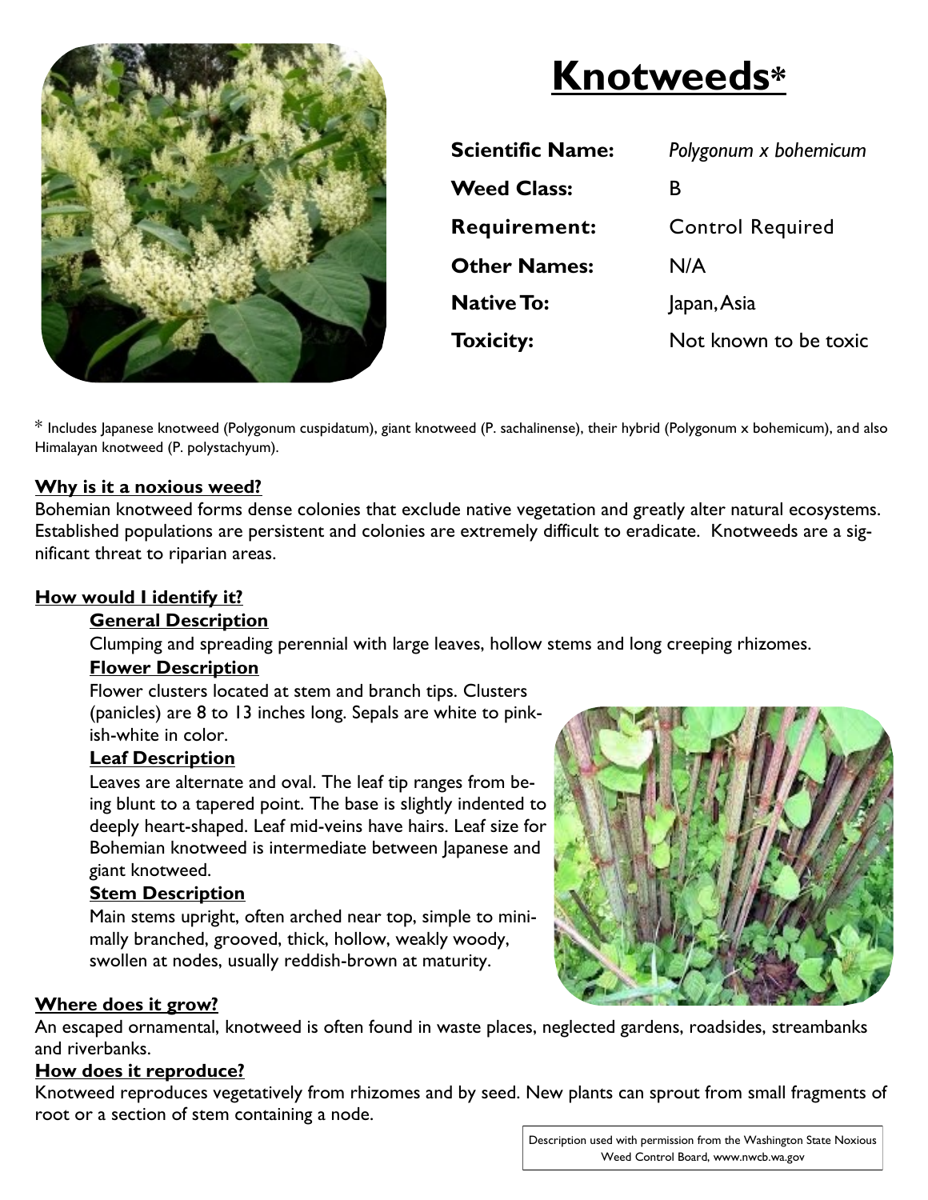# Knotweeds*

| | |
|---|---|
| **Scientific Name:** | *Polygonum x bohemicum* |
| **Weed Class:** | B |
| **Requirement:** | Control Required |
| **Other Names:** | N/A |
| **Native To:** | Japan, Asia |
| **Toxicity:** | Not known to be toxic |

\* Includes Japanese knotweed (Polygonum cuspidatum), giant knotweed (P. sachalinense), their hybrid (Polygonum x bohemicum), and also Himalayan knotweed (P. polystachyum).

## Why is it a noxious weed?

Bohemian knotweed forms dense colonies that exclude native vegetation and greatly alter natural ecosystems. Established populations are persistent and colonies are extremely difficult to eradicate. Knotweeds are a significant threat to riparian areas.

## How would I identify it?

### General Description

Clumping and spreading perennial with large leaves, hollow stems and long creeping rhizomes.

### Flower Description

Flower clusters located at stem and branch tips. Clusters (panicles) are 8 to 13 inches long. Sepals are white to pinkish-white in color.

### Leaf Description

Leaves are alternate and oval. The leaf tip ranges from being blunt to a tapered point. The base is slightly indented to deeply heart-shaped. Leaf mid-veins have hairs. Leaf size for Bohemian knotweed is intermediate between Japanese and giant knotweed.

### Stem Description

Main stems upright, often arched near top, simple to minimally branched, grooved, thick, hollow, weakly woody, swollen at nodes, usually reddish-brown at maturity.

## Where does it grow?

An escaped ornamental, knotweed is often found in waste places, neglected gardens, roadsides, streambanks and riverbanks.

## How does it reproduce?

Knotweed reproduces vegetatively from rhizomes and by seed. New plants can sprout from small fragments of root or a section of stem containing a node.

Description used with permission from the Washington State Noxious Weed Control Board, www.nwcb.wa.gov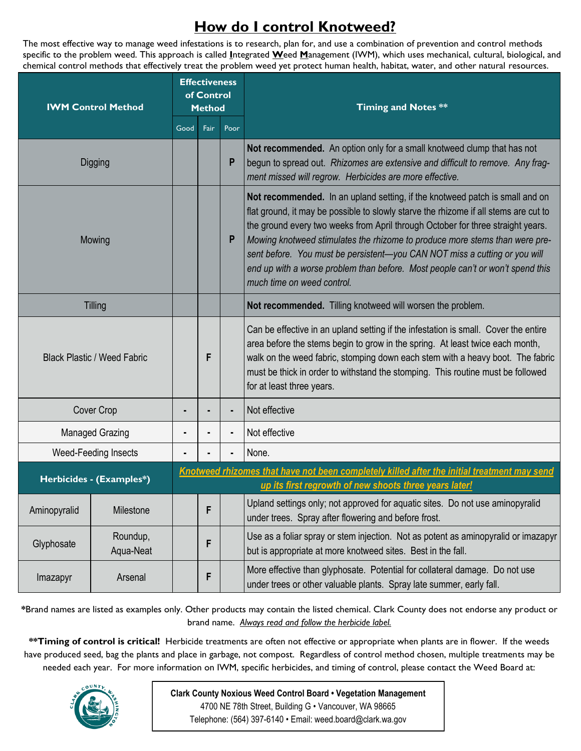# How do I control Knotweed?

The most effective way to manage weed infestations is to research, plan for, and use a combination of prevention and control methods specific to the problem weed. This approach is called **I**ntegrated **W**eed **M**anagement (IWM), which uses mechanical, cultural, biological, and chemical control methods that effectively treat the problem weed yet protect human health, habitat, water, and other natural resources.

| IWM Control Method | | Effectiveness of Control Method | | | Timing and Notes ** |
|---|---|---|---|---|---|
| | | Good | Fair | Poor | |
| Digging | | | | P | **Not recommended.** An option only for a small knotweed clump that has not begun to spread out. *Rhizomes are extensive and difficult to remove. Any fragment missed will regrow. Herbicides are more effective.* |
| Mowing | | | | P | **Not recommended.** In an upland setting, if the knotweed patch is small and on flat ground, it may be possible to slowly starve the rhizome if all stems are cut to the ground every two weeks from April through October for three straight years. *Mowing knotweed stimulates the rhizome to produce more stems than were present before. You must be persistent—you CAN NOT miss a cutting or you will end up with a worse problem than before. Most people can't or won't spend this much time on weed control.* |
| Tilling | | | | | **Not recommended.** Tilling knotweed will worsen the problem. |
| Black Plastic / Weed Fabric | | | F | | Can be effective in an upland setting if the infestation is small. Cover the entire area before the stems begin to grow in the spring. At least twice each month, walk on the weed fabric, stomping down each stem with a heavy boot. The fabric must be thick in order to withstand the stomping. This routine must be followed for at least three years. |
| Cover Crop | | - | - | - | Not effective |
| Managed Grazing | | - | - | - | Not effective |
| Weed-Feeding Insects | | - | - | - | None. |
| **Herbicides - (Examples*)** | | ***Knotweed rhizomes that have not been completely killed after the initial treatment may send up its first regrowth of new shoots three years later!*** | | | |
| Aminopyralid | Milestone | | F | | Upland settings only; not approved for aquatic sites. Do not use aminopyralid under trees. Spray after flowering and before frost. |
| Glyphosate | Roundup, Aqua-Neat | | F | | Use as a foliar spray or stem injection. Not as potent as aminopyralid or imazapyr but is appropriate at more knotweed sites. Best in the fall. |
| Imazapyr | Arsenal | | F | | More effective than glyphosate. Potential for collateral damage. Do not use under trees or other valuable plants. Spray late summer, early fall. |

***Brand names are listed as examples only. Other products may contain the listed chemical. Clark County does not endorse any product or brand name. *Always read and follow the herbicide label.*

****Timing of control is critical!** Herbicide treatments are often not effective or appropriate when plants are in flower. If the weeds have produced seed, bag the plants and place in garbage, not compost. Regardless of control method chosen, multiple treatments may be needed each year. For more information on IWM, specific herbicides, and timing of control, please contact the Weed Board at:

**Clark County Noxious Weed Control Board • Vegetation Management**
4700 NE 78th Street, Building G • Vancouver, WA 98665
Telephone: (564) 397-6140 • Email: weed.board@clark.wa.gov